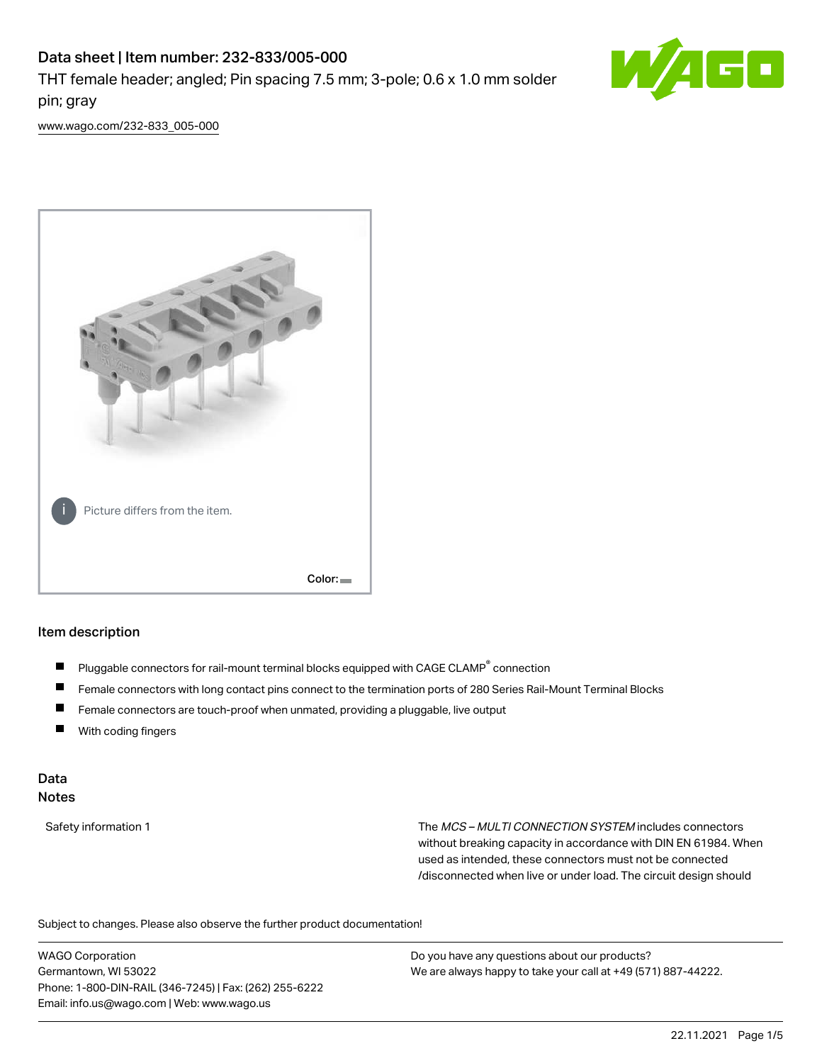# Data sheet | Item number: 232-833/005-000

THT female header; angled; Pin spacing 7.5 mm; 3-pole; 0.6 x 1.0 mm solder pin; gray

www.wago.com/232-833_005-000

Picture differs from the item.

Color:

## Item description

- Pluggable connectors for rail-mount terminal blocks equipped with CAGE CLAMP® connection
- Female connectors with long contact pins connect to the termination ports of 280 Series Rail-Mount Terminal Blocks
- Female connectors are touch-proof when unmated, providing a pluggable, live output
- With coding fingers

## Data

### Notes

| | |
|---|---|
| Safety information 1 | The *MCS – MULTI CONNECTION SYSTEM* includes connectors without breaking capacity in accordance with DIN EN 61984. When used as intended, these connectors must not be connected /disconnected when live or under load. The circuit design should |

Subject to changes. Please also observe the further product documentation!

WAGO Corporation
Germantown, WI 53022
Phone: 1-800-DIN-RAIL (346-7245) | Fax: (262) 255-6222
Email: info.us@wago.com | Web: www.wago.us

Do you have any questions about our products?
We are always happy to take your call at +49 (571) 887-44222.

22.11.2021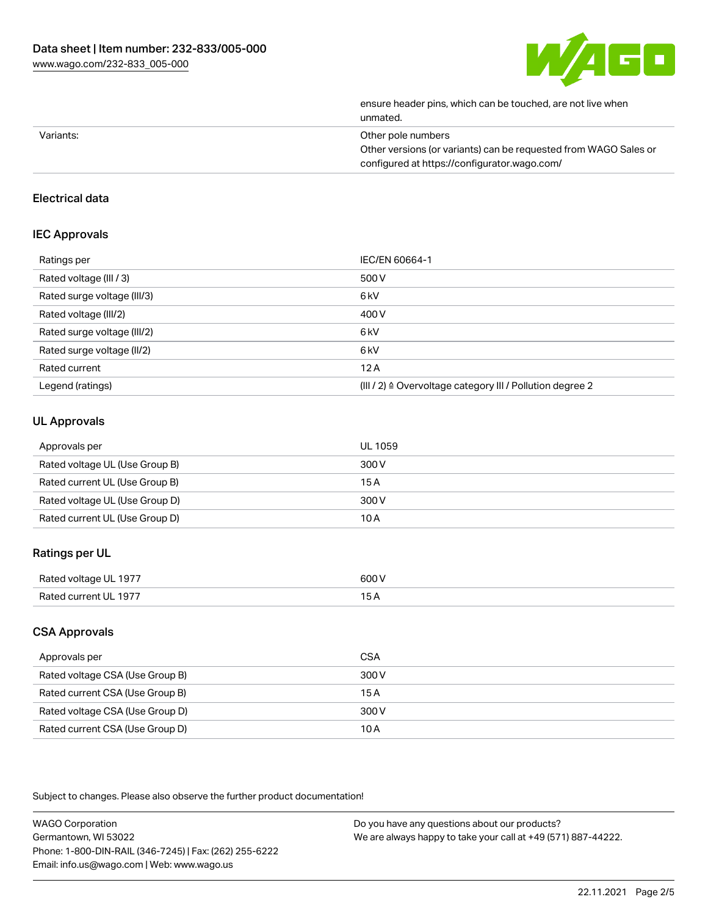| | |
|---|---|
| | ensure header pins, which can be touched, are not live when unmated. |
| Variants: | Other pole numbers<br>Other versions (or variants) can be requested from WAGO Sales or configured at https://configurator.wago.com/ |

## Electrical data

### IEC Approvals

| | |
|---|---|
| Ratings per | IEC/EN 60664-1 |
| Rated voltage (III / 3) | 500 V |
| Rated surge voltage (III/3) | 6 kV |
| Rated voltage (III/2) | 400 V |
| Rated surge voltage (III/2) | 6 kV |
| Rated surge voltage (II/2) | 6 kV |
| Rated current | 12 A |
| Legend (ratings) | (III / 2) ≙ Overvoltage category III / Pollution degree 2 |

### UL Approvals

| | |
|---|---|
| Approvals per | UL 1059 |
| Rated voltage UL (Use Group B) | 300 V |
| Rated current UL (Use Group B) | 15 A |
| Rated voltage UL (Use Group D) | 300 V |
| Rated current UL (Use Group D) | 10 A |

### Ratings per UL

| | |
|---|---|
| Rated voltage UL 1977 | 600 V |
| Rated current UL 1977 | 15 A |

### CSA Approvals

| | |
|---|---|
| Approvals per | CSA |
| Rated voltage CSA (Use Group B) | 300 V |
| Rated current CSA (Use Group B) | 15 A |
| Rated voltage CSA (Use Group D) | 300 V |
| Rated current CSA (Use Group D) | 10 A |

Subject to changes. Please also observe the further product documentation!

WAGO Corporation
Germantown, WI 53022
Phone: 1-800-DIN-RAIL (346-7245) | Fax: (262) 255-6222
Email: info.us@wago.com | Web: www.wago.us

Do you have any questions about our products?
We are always happy to take your call at +49 (571) 887-44222.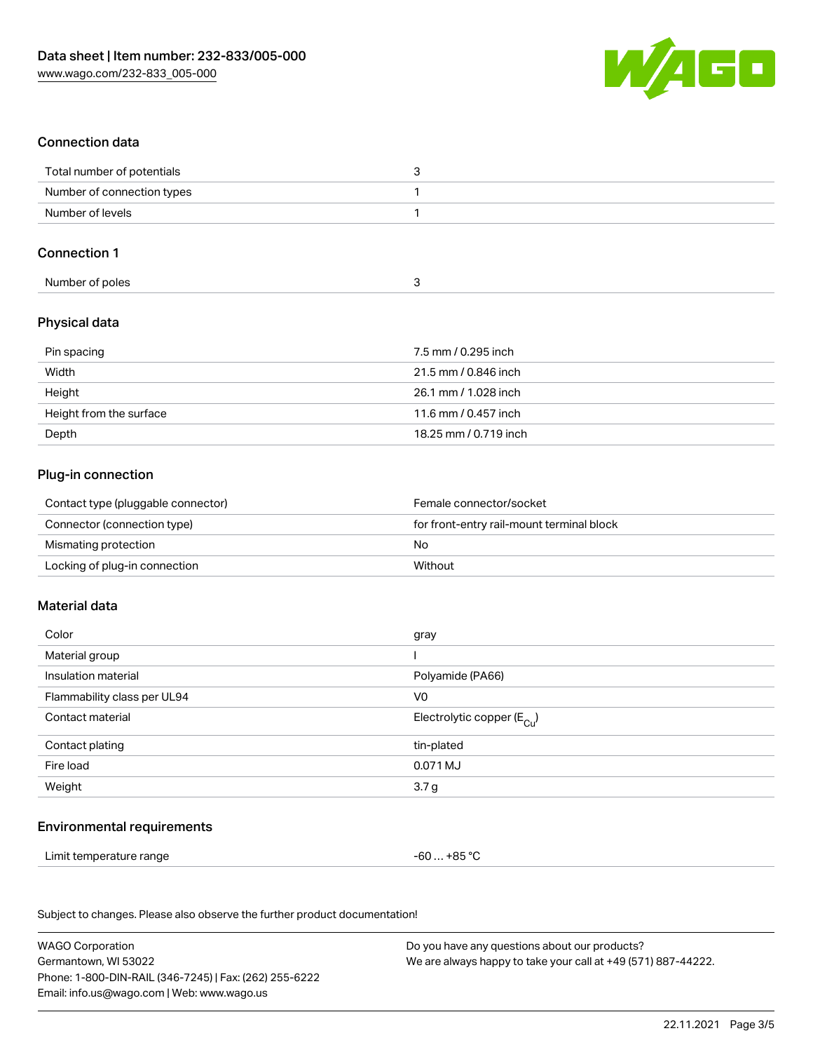## Connection data

| Total number of potentials | 3 |
| --- | --- |
| Number of connection types | 1 |
| Number of levels | 1 |

## Connection 1

| Number of poles | 3 |
| --- | --- |

## Physical data

| Pin spacing | 7.5 mm / 0.295 inch |
| --- | --- |
| Width | 21.5 mm / 0.846 inch |
| Height | 26.1 mm / 1.028 inch |
| Height from the surface | 11.6 mm / 0.457 inch |
| Depth | 18.25 mm / 0.719 inch |

## Plug-in connection

| Contact type (pluggable connector) | Female connector/socket |
| --- | --- |
| Connector (connection type) | for front-entry rail-mount terminal block |
| Mismating protection | No |
| Locking of plug-in connection | Without |

## Material data

| Color | gray |
| --- | --- |
| Material group | I |
| Insulation material | Polyamide (PA66) |
| Flammability class per UL94 | V0 |
| Contact material | Electrolytic copper ($E_{Cu}$) |
| Contact plating | tin-plated |
| Fire load | 0.071 MJ |
| Weight | 3.7 g |

## Environmental requirements

| Limit temperature range | -60 … +85 °C |
| --- | --- |

Subject to changes. Please also observe the further product documentation!

WAGO Corporation
Germantown, WI 53022
Phone: 1-800-DIN-RAIL (346-7245) | Fax: (262) 255-6222
Email: info.us@wago.com | Web: www.wago.us

Do you have any questions about our products?
We are always happy to take your call at +49 (571) 887-44222.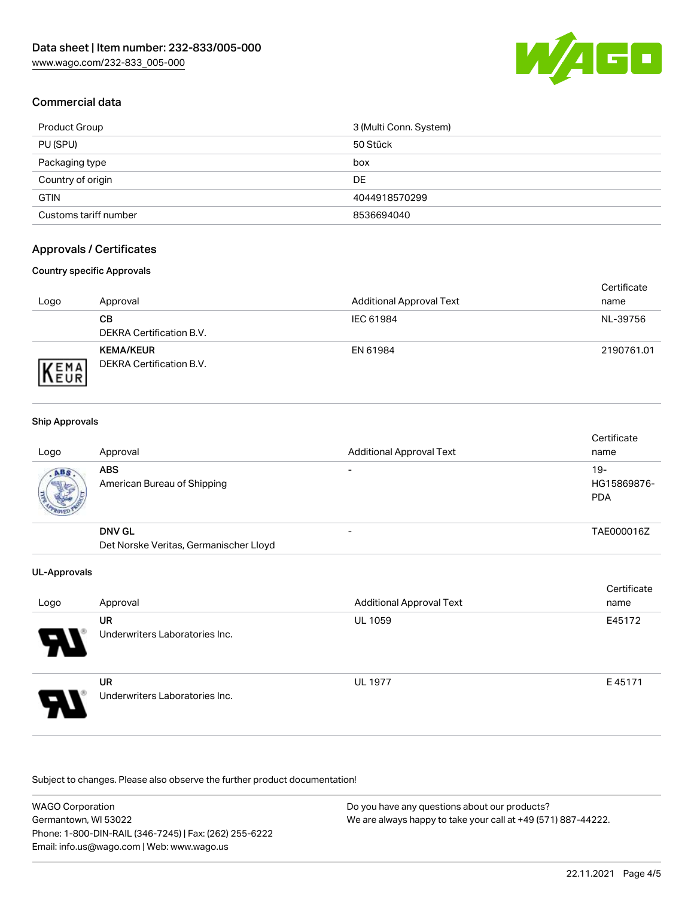## Commercial data

| | |
|---|---|
| Product Group | 3 (Multi Conn. System) |
| PU (SPU) | 50 Stück |
| Packaging type | box |
| Country of origin | DE |
| GTIN | 4044918570299 |
| Customs tariff number | 8536694040 |

## Approvals / Certificates

### Country specific Approvals

| Logo | Approval | Additional Approval Text | Certificate name |
|---|---|---|---|
| | **CB**<br>DEKRA Certification B.V. | IEC 61984 | NL-39756 |
| | **KEMA/KEUR**<br>DEKRA Certification B.V. | EN 61984 | 2190761.01 |

### Ship Approvals

| Logo | Approval | Additional Approval Text | Certificate name |
|---|---|---|---|
| | **ABS**<br>American Bureau of Shipping | - | 19-HG15869876-PDA |
| | **DNV GL**<br>Det Norske Veritas, Germanischer Lloyd | - | TAE000016Z |

### UL-Approvals

| Logo | Approval | Additional Approval Text | Certificate name |
|---|---|---|---|
| | **UR**<br>Underwriters Laboratories Inc. | UL 1059 | E45172 |
| | **UR**<br>Underwriters Laboratories Inc. | UL 1977 | E 45171 |

Subject to changes. Please also observe the further product documentation!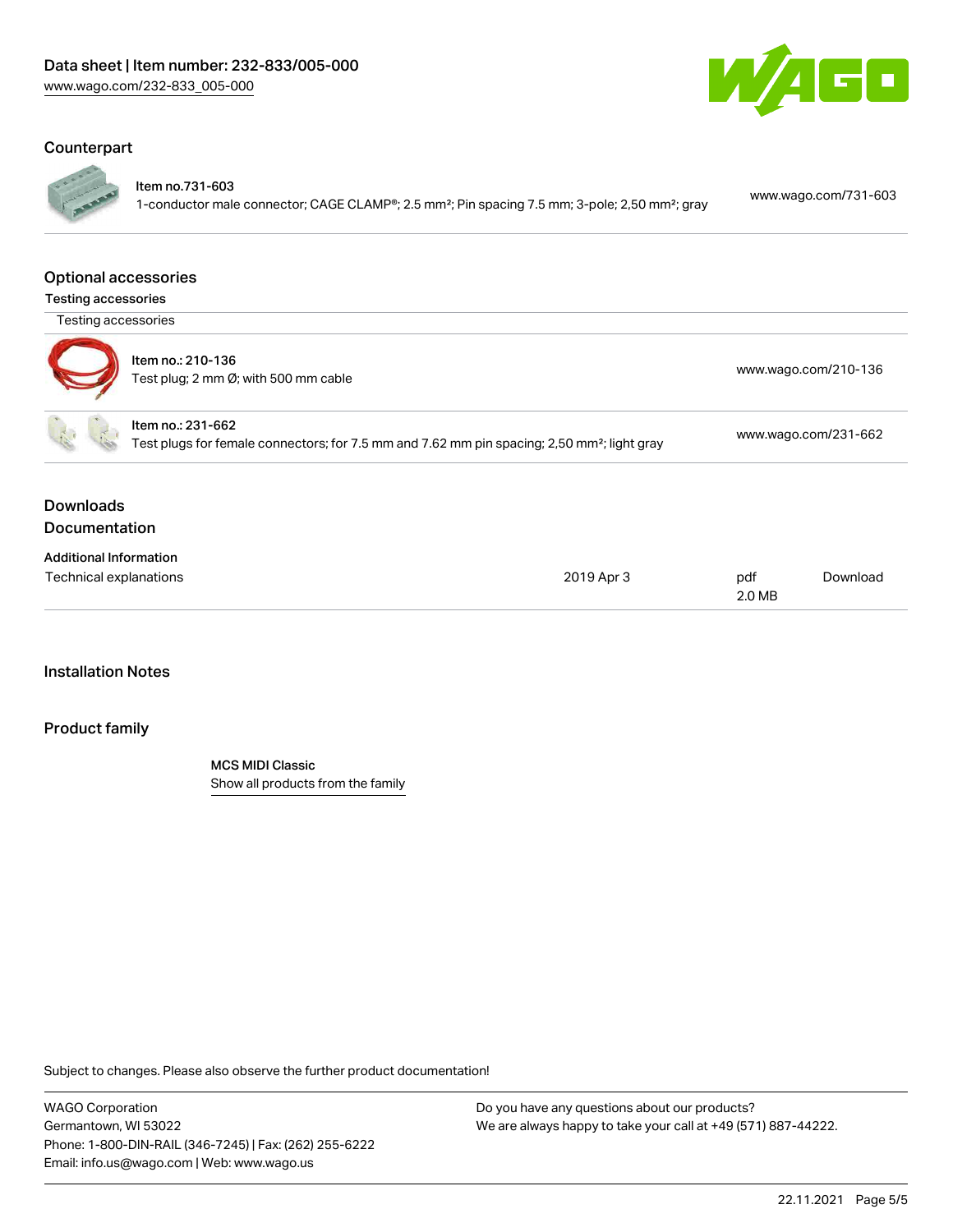## Counterpart

| | | |
|---|---|---|
| Item no.731-603<br>1-conductor male connector; CAGE CLAMP®; 2.5 mm²; Pin spacing 7.5 mm; 3-pole; 2,50 mm²; gray | | www.wago.com/731-603 |

## Optional accessories

### Testing accessories

| Testing accessories | | |
|---|---|---|
| | Item no.: 210-136<br>Test plug; 2 mm Ø; with 500 mm cable | www.wago.com/210-136 |
| | Item no.: 231-662<br>Test plugs for female connectors; for 7.5 mm and 7.62 mm pin spacing; 2,50 mm²; light gray | www.wago.com/231-662 |

## Downloads

## Documentation

| Additional Information | | | |
|---|---|---|---|
| Technical explanations | 2019 Apr 3 | pdf<br>2.0 MB | Download |

## Installation Notes

## Product family

MCS MIDI Classic
Show all products from the family

Subject to changes. Please also observe the further product documentation!

WAGO Corporation
Germantown, WI 53022
Phone: 1-800-DIN-RAIL (346-7245) | Fax: (262) 255-6222
Email: info.us@wago.com | Web: www.wago.us

Do you have any questions about our products?
We are always happy to take your call at +49 (571) 887-44222.